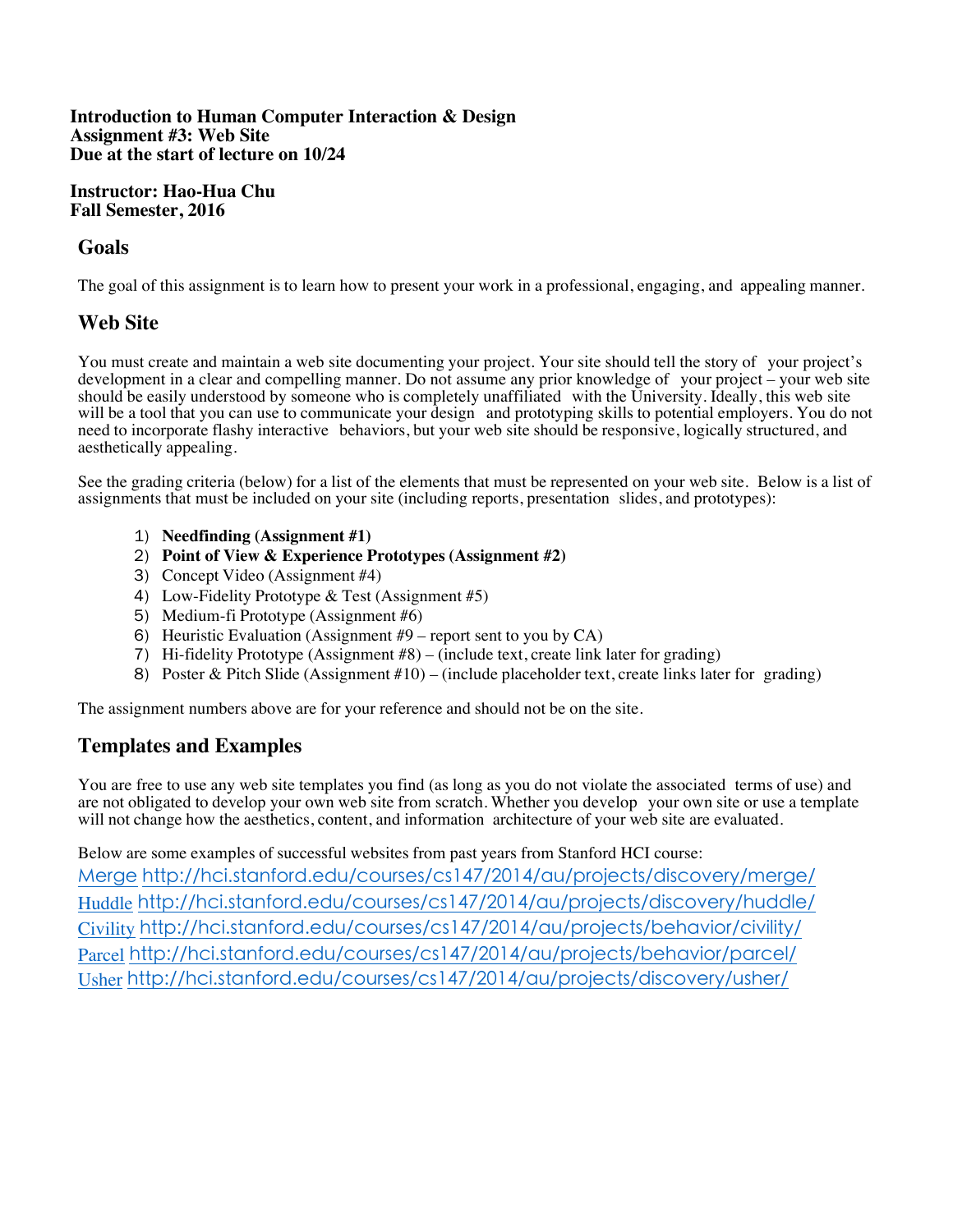**Introduction to Human Computer Interaction & Design**
**Assignment #3: Web Site**
**Due at the start of lecture on 10/24**

**Instructor: Hao-Hua Chu**
**Fall Semester, 2016**

## Goals

The goal of this assignment is to learn how to present your work in a professional, engaging, and appealing manner.

## Web Site

You must create and maintain a web site documenting your project. Your site should tell the story of your project's development in a clear and compelling manner. Do not assume any prior knowledge of your project – your web site should be easily understood by someone who is completely unaffiliated with the University. Ideally, this web site will be a tool that you can use to communicate your design and prototyping skills to potential employers. You do not need to incorporate flashy interactive behaviors, but your web site should be responsive, logically structured, and aesthetically appealing.

See the grading criteria (below) for a list of the elements that must be represented on your web site. Below is a list of assignments that must be included on your site (including reports, presentation slides, and prototypes):

1) **Needfinding (Assignment #1)**
2) **Point of View & Experience Prototypes (Assignment #2)**
3) Concept Video (Assignment #4)
4) Low-Fidelity Prototype & Test (Assignment #5)
5) Medium-fi Prototype (Assignment #6)
6) Heuristic Evaluation (Assignment #9 – report sent to you by CA)
7) Hi-fidelity Prototype (Assignment #8) – (include text, create link later for grading)
8) Poster & Pitch Slide (Assignment #10) – (include placeholder text, create links later for grading)

The assignment numbers above are for your reference and should not be on the site.

## Templates and Examples

You are free to use any web site templates you find (as long as you do not violate the associated terms of use) and are not obligated to develop your own web site from scratch. Whether you develop your own site or use a template will not change how the aesthetics, content, and information architecture of your web site are evaluated.

Below are some examples of successful websites from past years from Stanford HCI course:

Merge http://hci.stanford.edu/courses/cs147/2014/au/projects/discovery/merge/
Huddle http://hci.stanford.edu/courses/cs147/2014/au/projects/discovery/huddle/
Civility http://hci.stanford.edu/courses/cs147/2014/au/projects/behavior/civility/
Parcel http://hci.stanford.edu/courses/cs147/2014/au/projects/behavior/parcel/
Usher http://hci.stanford.edu/courses/cs147/2014/au/projects/discovery/usher/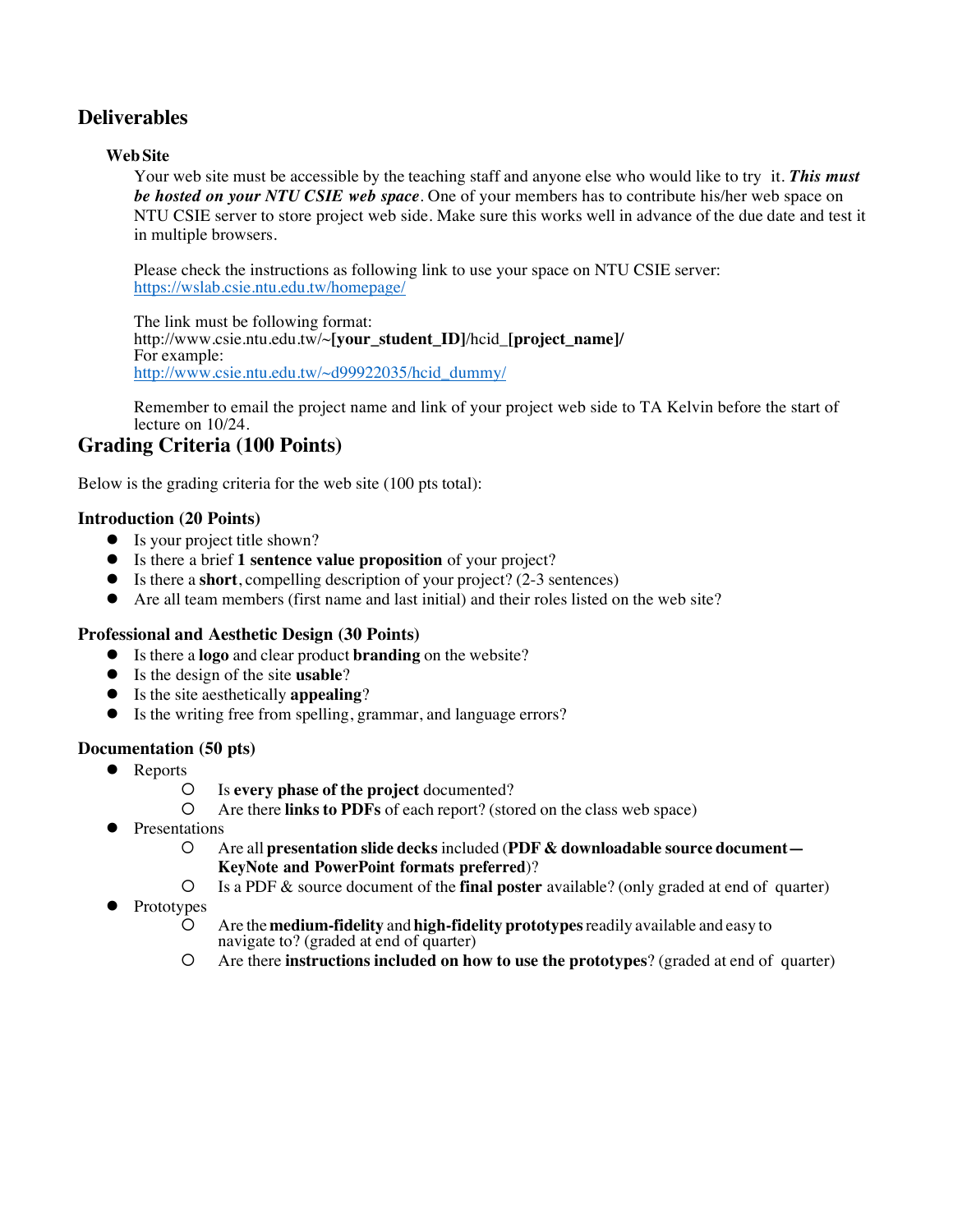## Deliverables

### Web Site

Your web site must be accessible by the teaching staff and anyone else who would like to try it. ***This must be hosted on your NTU CSIE web space***. One of your members has to contribute his/her web space on NTU CSIE server to store project web side. Make sure this works well in advance of the due date and test it in multiple browsers.

Please check the instructions as following link to use your space on NTU CSIE server:
https://wslab.csie.ntu.edu.tw/homepage/

The link must be following format:
http://www.csie.ntu.edu.tw/~**[your_student_ID]**/hcid_**[project_name]/**
For example:
http://www.csie.ntu.edu.tw/~d99922035/hcid_dummy/

Remember to email the project name and link of your project web side to TA Kelvin before the start of lecture on 10/24.

## Grading Criteria (100 Points)

Below is the grading criteria for the web site (100 pts total):

### Introduction (20 Points)

- Is your project title shown?
- Is there a brief **1 sentence value proposition** of your project?
- Is there a **short**, compelling description of your project? (2-3 sentences)
- Are all team members (first name and last initial) and their roles listed on the web site?

### Professional and Aesthetic Design (30 Points)

- Is there a **logo** and clear product **branding** on the website?
- Is the design of the site **usable**?
- Is the site aesthetically **appealing**?
- Is the writing free from spelling, grammar, and language errors?

### Documentation (50 pts)

- Reports
  - Is **every phase of the project** documented?
  - Are there **links to PDFs** of each report? (stored on the class web space)
- Presentations
  - Are all **presentation slide decks** included (**PDF & downloadable source document— KeyNote and PowerPoint formats preferred**)?
  - Is a PDF & source document of the **final poster** available? (only graded at end of quarter)
- Prototypes
  - Are the **medium-fidelity** and **high-fidelity prototypes** readily available and easy to navigate to? (graded at end of quarter)
  - Are there **instructions included on how to use the prototypes**? (graded at end of quarter)